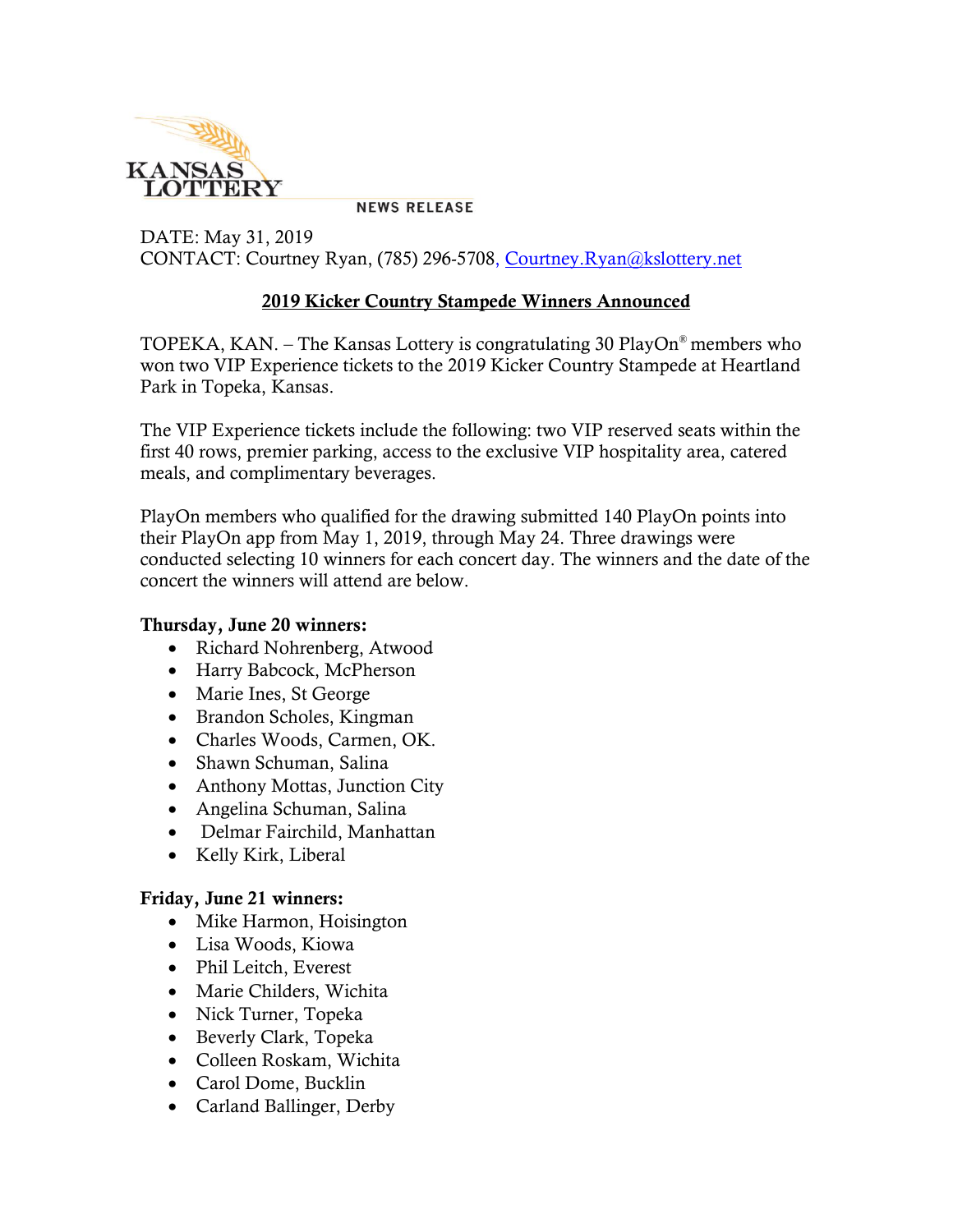KANSAS LOTTERY

NEWS RELEASE

DATE: May 31, 2019
CONTACT: Courtney Ryan, (785) 296-5708, Courtney.Ryan@kslottery.net

## 2019 Kicker Country Stampede Winners Announced

TOPEKA, KAN. – The Kansas Lottery is congratulating 30 PlayOn® members who won two VIP Experience tickets to the 2019 Kicker Country Stampede at Heartland Park in Topeka, Kansas.

The VIP Experience tickets include the following: two VIP reserved seats within the first 40 rows, premier parking, access to the exclusive VIP hospitality area, catered meals, and complimentary beverages.

PlayOn members who qualified for the drawing submitted 140 PlayOn points into their PlayOn app from May 1, 2019, through May 24. Three drawings were conducted selecting 10 winners for each concert day. The winners and the date of the concert the winners will attend are below.

**Thursday, June 20 winners:**

- Richard Nohrenberg, Atwood
- Harry Babcock, McPherson
- Marie Ines, St George
- Brandon Scholes, Kingman
- Charles Woods, Carmen, OK.
- Shawn Schuman, Salina
- Anthony Mottas, Junction City
- Angelina Schuman, Salina
- Delmar Fairchild, Manhattan
- Kelly Kirk, Liberal

**Friday, June 21 winners:**

- Mike Harmon, Hoisington
- Lisa Woods, Kiowa
- Phil Leitch, Everest
- Marie Childers, Wichita
- Nick Turner, Topeka
- Beverly Clark, Topeka
- Colleen Roskam, Wichita
- Carol Dome, Bucklin
- Carland Ballinger, Derby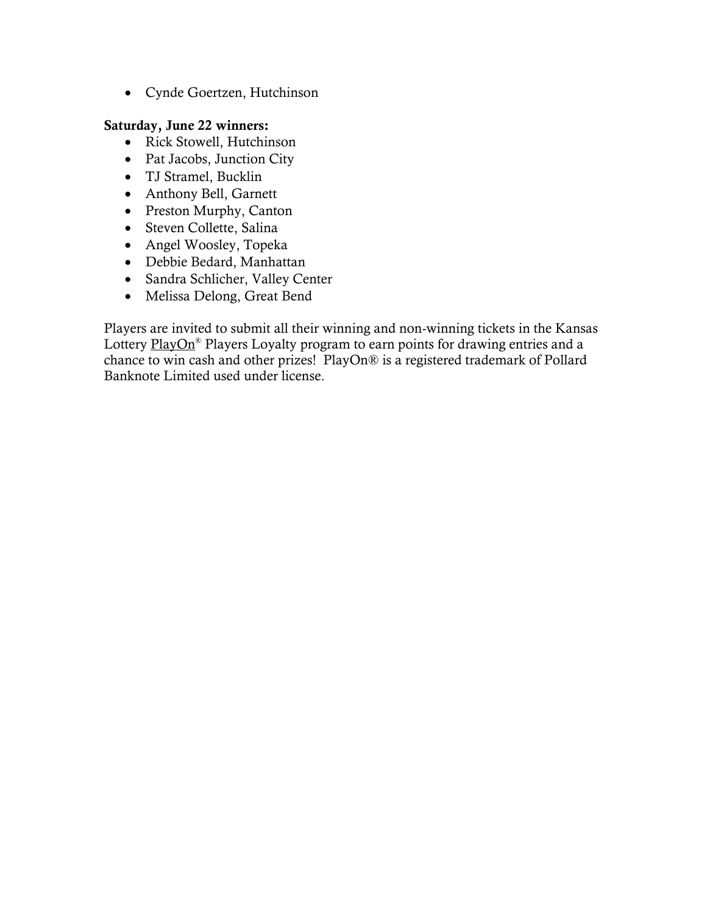- Cynde Goertzen, Hutchinson

**Saturday, June 22 winners:**

- Rick Stowell, Hutchinson
- Pat Jacobs, Junction City
- TJ Stramel, Bucklin
- Anthony Bell, Garnett
- Preston Murphy, Canton
- Steven Collette, Salina
- Angel Woosley, Topeka
- Debbie Bedard, Manhattan
- Sandra Schlicher, Valley Center
- Melissa Delong, Great Bend

Players are invited to submit all their winning and non-winning tickets in the Kansas Lottery PlayOn® Players Loyalty program to earn points for drawing entries and a chance to win cash and other prizes! PlayOn® is a registered trademark of Pollard Banknote Limited used under license.